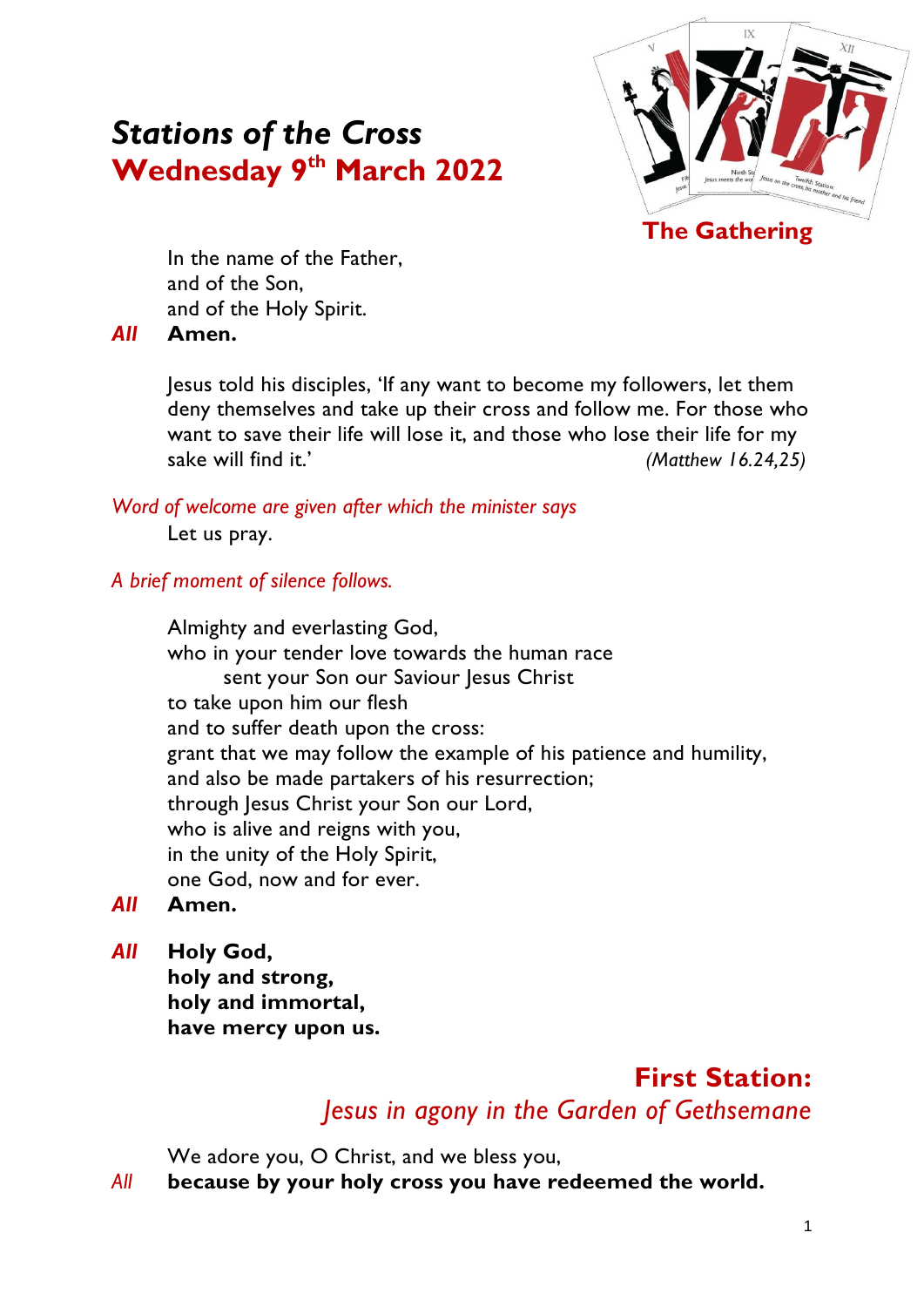# *Stations of the Cross*
# Wednesday 9th March 2022

## The Gathering

In the name of the Father,
and of the Son,
and of the Holy Spirit.

*All* **Amen.**

Jesus told his disciples, 'If any want to become my followers, let them deny themselves and take up their cross and follow me. For those who want to save their life will lose it, and those who lose their life for my sake will find it.' *(Matthew 16.24,25)*

*Word of welcome are given after which the minister says*

Let us pray.

*A brief moment of silence follows.*

Almighty and everlasting God,
who in your tender love towards the human race
sent your Son our Saviour Jesus Christ
to take upon him our flesh
and to suffer death upon the cross:
grant that we may follow the example of his patience and humility,
and also be made partakers of his resurrection;
through Jesus Christ your Son our Lord,
who is alive and reigns with you,
in the unity of the Holy Spirit,
one God, now and for ever.

*All* **Amen.**

*All* **Holy God,**
**holy and strong,**
**holy and immortal,**
**have mercy upon us.**

## First Station:
### *Jesus in agony in the Garden of Gethsemane*

We adore you, O Christ, and we bless you,

*All* **because by your holy cross you have redeemed the world.**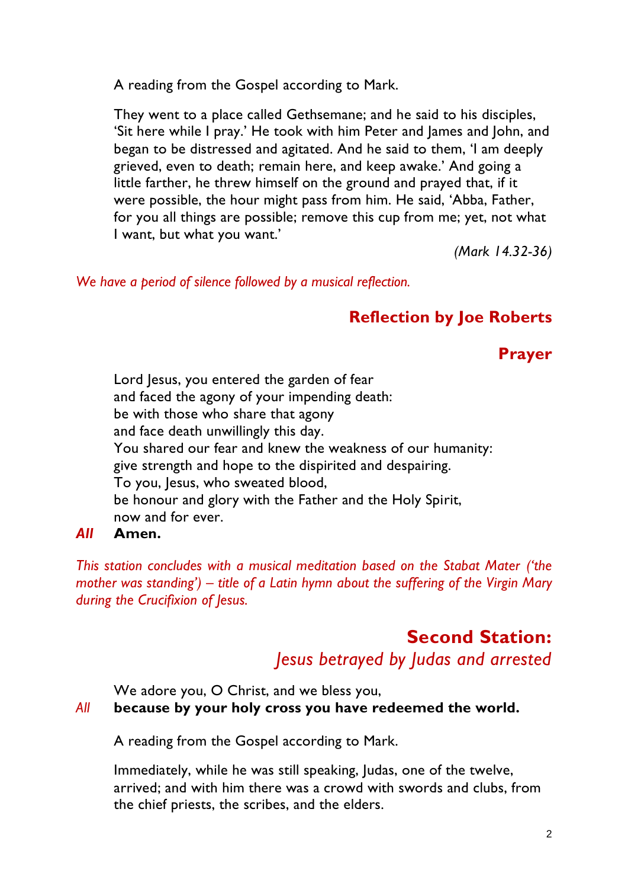A reading from the Gospel according to Mark.

They went to a place called Gethsemane; and he said to his disciples, 'Sit here while I pray.' He took with him Peter and James and John, and began to be distressed and agitated. And he said to them, 'I am deeply grieved, even to death; remain here, and keep awake.' And going a little farther, he threw himself on the ground and prayed that, if it were possible, the hour might pass from him. He said, 'Abba, Father, for you all things are possible; remove this cup from me; yet, not what I want, but what you want.'

*(Mark 14.32-36)*

*We have a period of silence followed by a musical reflection.*

## Reflection by Joe Roberts

## Prayer

Lord Jesus, you entered the garden of fear  
and faced the agony of your impending death:  
be with those who share that agony  
and face death unwillingly this day.  
You shared our fear and knew the weakness of our humanity:  
give strength and hope to the dispirited and despairing.  
To you, Jesus, who sweated blood,  
be honour and glory with the Father and the Holy Spirit,  
now and for ever.

***All*** **Amen.**

*This station concludes with a musical meditation based on the Stabat Mater ('the mother was standing') – title of a Latin hymn about the suffering of the Virgin Mary during the Crucifixion of Jesus.*

## Second Station: *Jesus betrayed by Judas and arrested*

We adore you, O Christ, and we bless you,

*All* **because by your holy cross you have redeemed the world.**

A reading from the Gospel according to Mark.

Immediately, while he was still speaking, Judas, one of the twelve, arrived; and with him there was a crowd with swords and clubs, from the chief priests, the scribes, and the elders.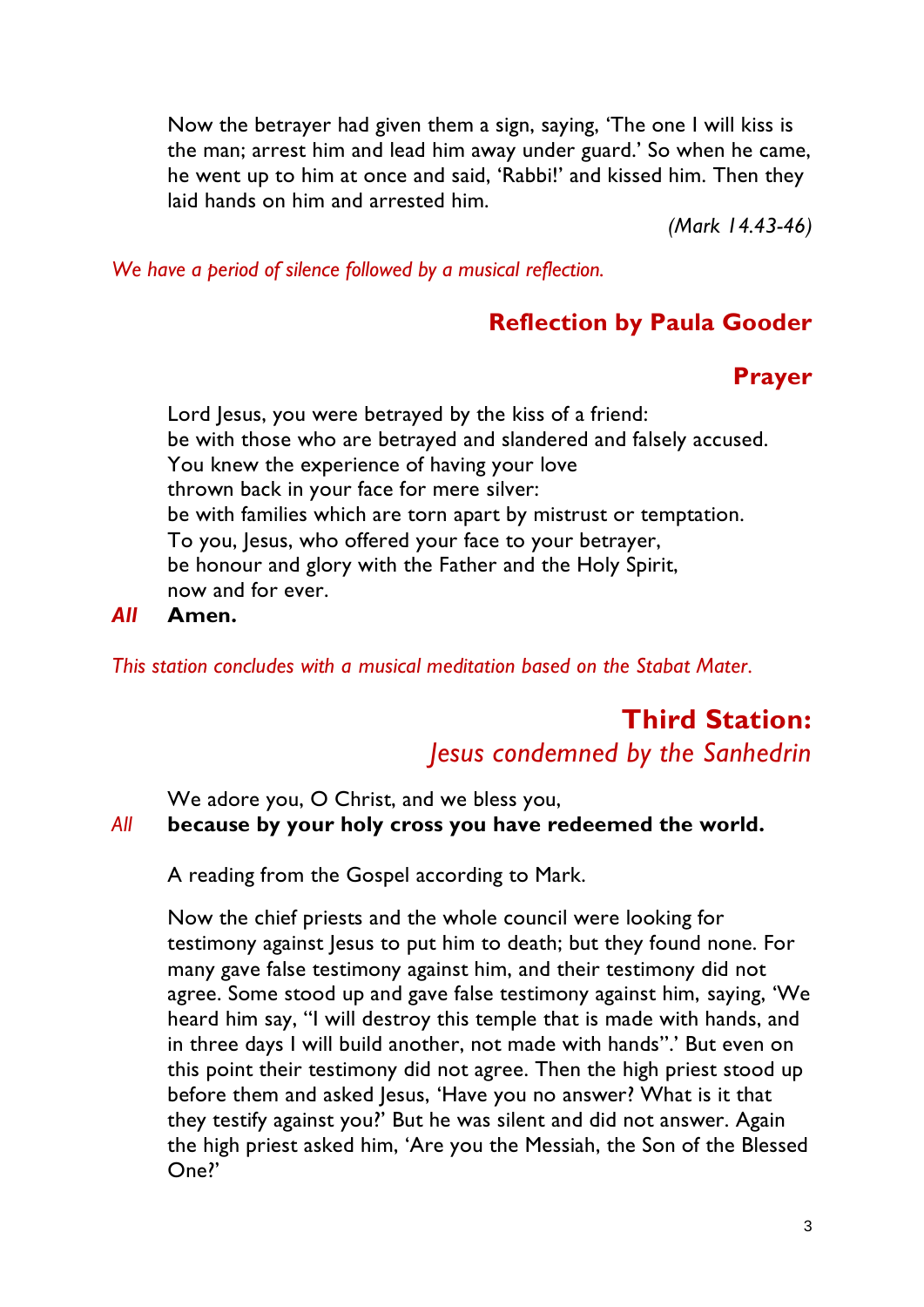Now the betrayer had given them a sign, saying, 'The one I will kiss is the man; arrest him and lead him away under guard.' So when he came, he went up to him at once and said, 'Rabbi!' and kissed him. Then they laid hands on him and arrested him.

*(Mark 14.43-46)*

*We have a period of silence followed by a musical reflection.*

### Reflection by Paula Gooder

### Prayer

Lord Jesus, you were betrayed by the kiss of a friend:  
be with those who are betrayed and slandered and falsely accused.  
You knew the experience of having your love  
thrown back in your face for mere silver:  
be with families which are torn apart by mistrust or temptation.  
To you, Jesus, who offered your face to your betrayer,  
be honour and glory with the Father and the Holy Spirit,  
now and for ever.

***All*** **Amen.**

*This station concludes with a musical meditation based on the Stabat Mater.*

## Third Station: *Jesus condemned by the Sanhedrin*

We adore you, O Christ, and we bless you,

*All* **because by your holy cross you have redeemed the world.**

A reading from the Gospel according to Mark.

Now the chief priests and the whole council were looking for testimony against Jesus to put him to death; but they found none. For many gave false testimony against him, and their testimony did not agree. Some stood up and gave false testimony against him, saying, 'We heard him say, "I will destroy this temple that is made with hands, and in three days I will build another, not made with hands".' But even on this point their testimony did not agree. Then the high priest stood up before them and asked Jesus, 'Have you no answer? What is it that they testify against you?' But he was silent and did not answer. Again the high priest asked him, 'Are you the Messiah, the Son of the Blessed One?'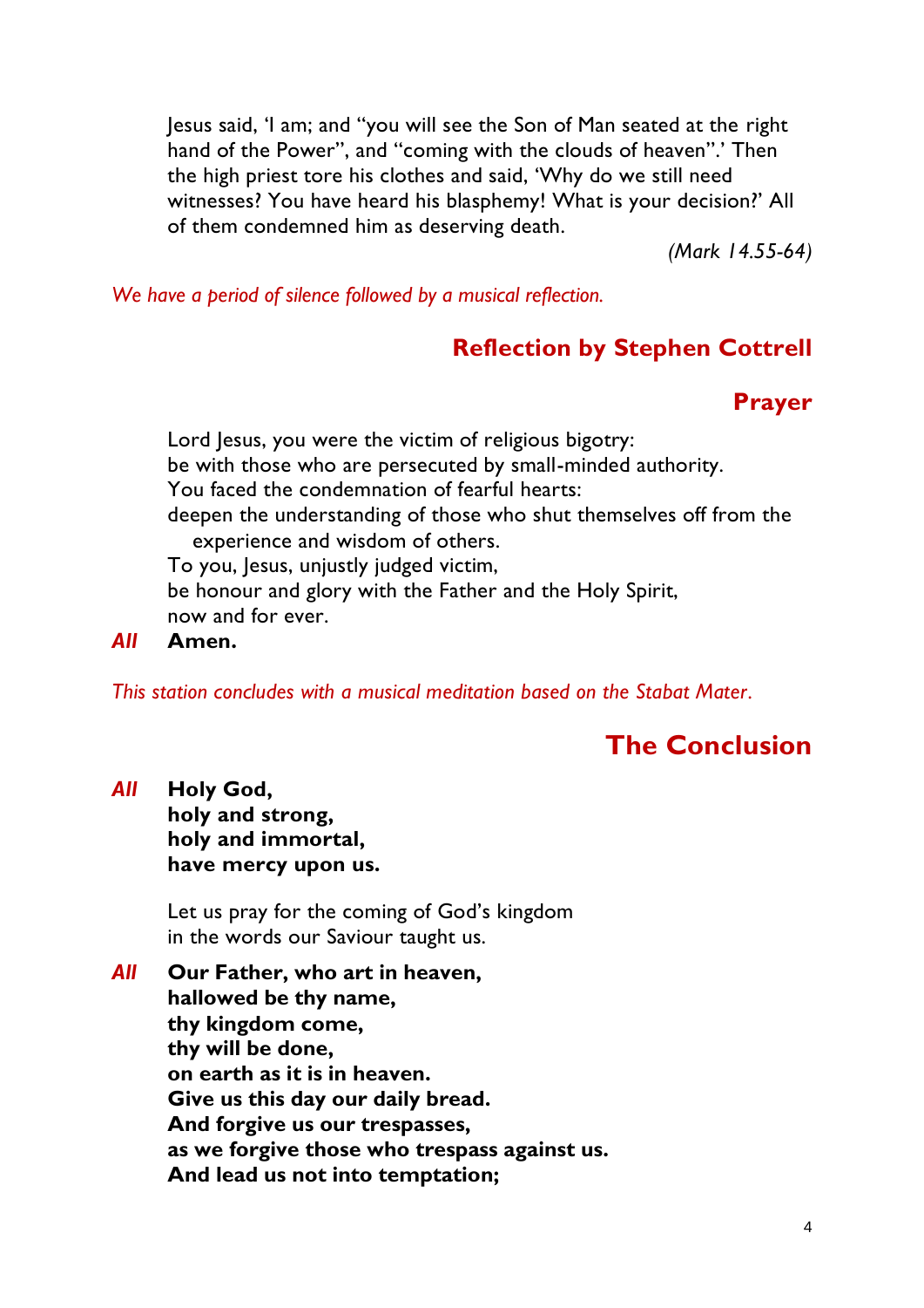Jesus said, 'I am; and "you will see the Son of Man seated at the right hand of the Power", and "coming with the clouds of heaven".' Then the high priest tore his clothes and said, 'Why do we still need witnesses? You have heard his blasphemy! What is your decision?' All of them condemned him as deserving death.

*(Mark 14.55-64)*

*We have a period of silence followed by a musical reflection.*

## Reflection by Stephen Cottrell

## Prayer

Lord Jesus, you were the victim of religious bigotry:
be with those who are persecuted by small-minded authority.
You faced the condemnation of fearful hearts:
deepen the understanding of those who shut themselves off from the experience and wisdom of others.
To you, Jesus, unjustly judged victim,
be honour and glory with the Father and the Holy Spirit,
now and for ever.

*All* **Amen.**

*This station concludes with a musical meditation based on the Stabat Mater.*

# The Conclusion

*All* **Holy God,
holy and strong,
holy and immortal,
have mercy upon us.**

Let us pray for the coming of God's kingdom
in the words our Saviour taught us.

*All* **Our Father, who art in heaven,
hallowed be thy name,
thy kingdom come,
thy will be done,
on earth as it is in heaven.
Give us this day our daily bread.
And forgive us our trespasses,
as we forgive those who trespass against us.
And lead us not into temptation;**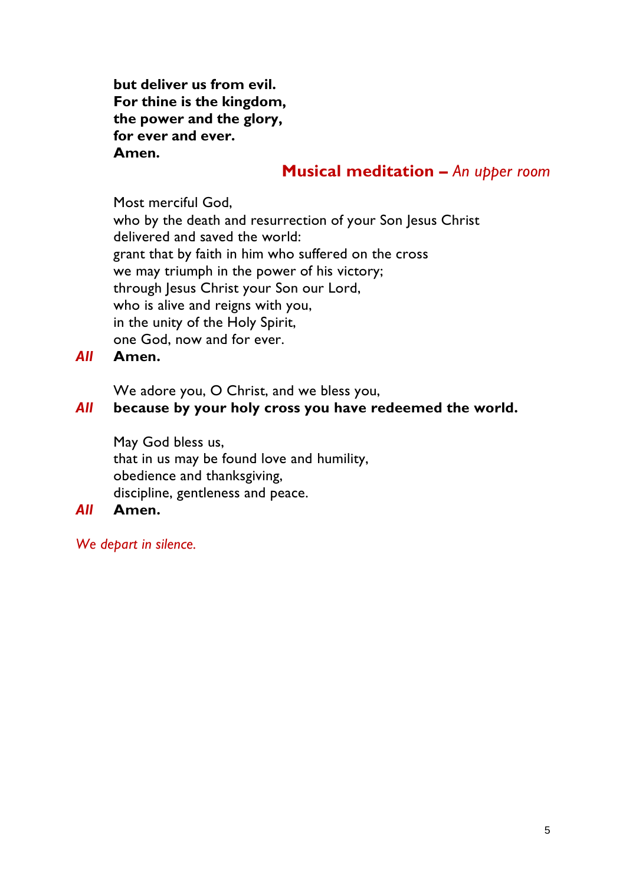**but deliver us from evil.**
**For thine is the kingdom,**
**the power and the glory,**
**for ever and ever.**
**Amen.**

## Musical meditation – *An upper room*

Most merciful God,
who by the death and resurrection of your Son Jesus Christ
delivered and saved the world:
grant that by faith in him who suffered on the cross
we may triumph in the power of his victory;
through Jesus Christ your Son our Lord,
who is alive and reigns with you,
in the unity of the Holy Spirit,
one God, now and for ever.

***All*** **Amen.**

We adore you, O Christ, and we bless you,

***All*** **because by your holy cross you have redeemed the world.**

May God bless us,
that in us may be found love and humility,
obedience and thanksgiving,
discipline, gentleness and peace.

***All*** **Amen.**

*We depart in silence.*